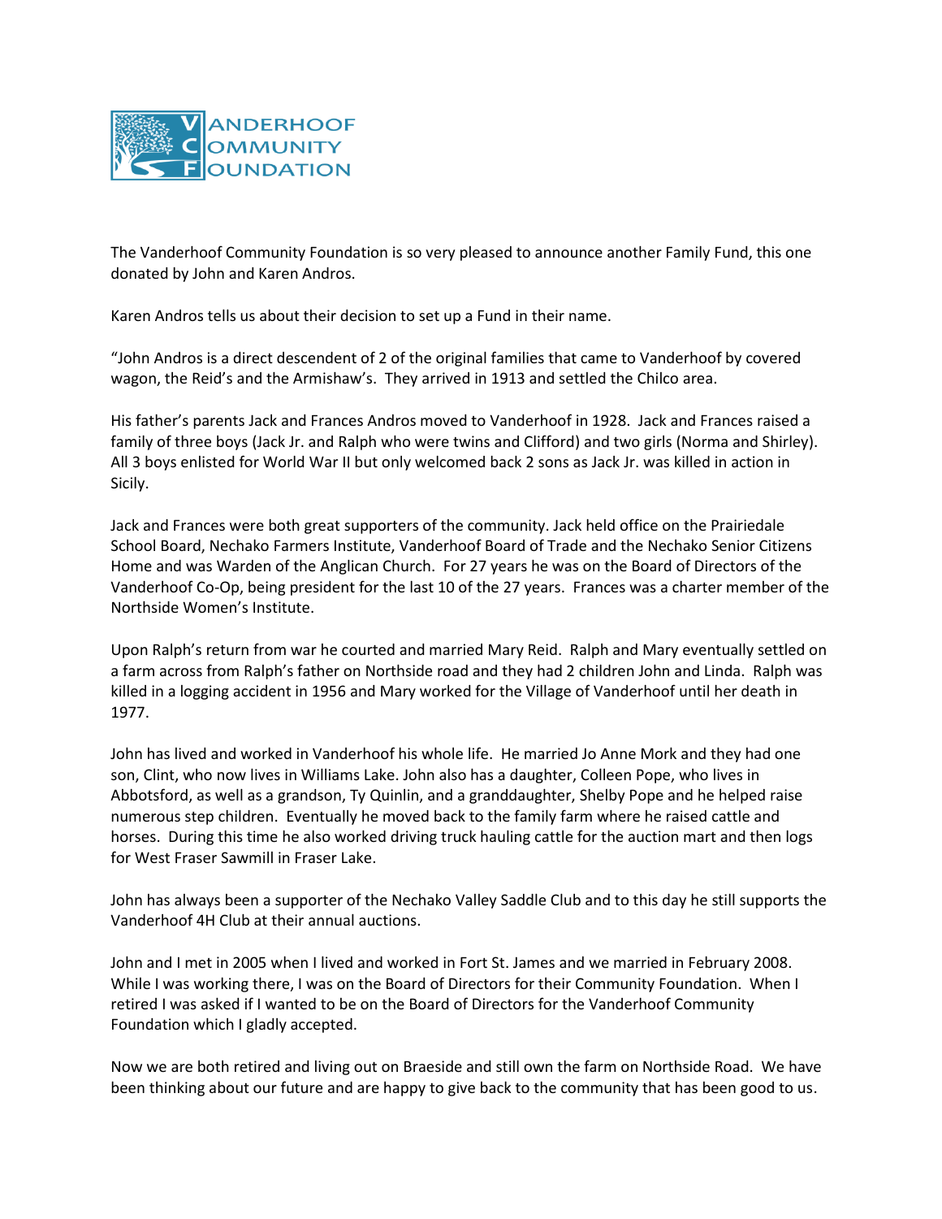VANDERHOOF COMMUNITY FOUNDATION

The Vanderhoof Community Foundation is so very pleased to announce another Family Fund, this one donated by John and Karen Andros.

Karen Andros tells us about their decision to set up a Fund in their name.

"John Andros is a direct descendent of 2 of the original families that came to Vanderhoof by covered wagon, the Reid's and the Armishaw's. They arrived in 1913 and settled the Chilco area.

His father's parents Jack and Frances Andros moved to Vanderhoof in 1928. Jack and Frances raised a family of three boys (Jack Jr. and Ralph who were twins and Clifford) and two girls (Norma and Shirley). All 3 boys enlisted for World War II but only welcomed back 2 sons as Jack Jr. was killed in action in Sicily.

Jack and Frances were both great supporters of the community. Jack held office on the Prairiedale School Board, Nechako Farmers Institute, Vanderhoof Board of Trade and the Nechako Senior Citizens Home and was Warden of the Anglican Church. For 27 years he was on the Board of Directors of the Vanderhoof Co-Op, being president for the last 10 of the 27 years. Frances was a charter member of the Northside Women's Institute.

Upon Ralph's return from war he courted and married Mary Reid. Ralph and Mary eventually settled on a farm across from Ralph's father on Northside road and they had 2 children John and Linda. Ralph was killed in a logging accident in 1956 and Mary worked for the Village of Vanderhoof until her death in 1977.

John has lived and worked in Vanderhoof his whole life. He married Jo Anne Mork and they had one son, Clint, who now lives in Williams Lake. John also has a daughter, Colleen Pope, who lives in Abbotsford, as well as a grandson, Ty Quinlin, and a granddaughter, Shelby Pope and he helped raise numerous step children. Eventually he moved back to the family farm where he raised cattle and horses. During this time he also worked driving truck hauling cattle for the auction mart and then logs for West Fraser Sawmill in Fraser Lake.

John has always been a supporter of the Nechako Valley Saddle Club and to this day he still supports the Vanderhoof 4H Club at their annual auctions.

John and I met in 2005 when I lived and worked in Fort St. James and we married in February 2008. While I was working there, I was on the Board of Directors for their Community Foundation. When I retired I was asked if I wanted to be on the Board of Directors for the Vanderhoof Community Foundation which I gladly accepted.

Now we are both retired and living out on Braeside and still own the farm on Northside Road. We have been thinking about our future and are happy to give back to the community that has been good to us.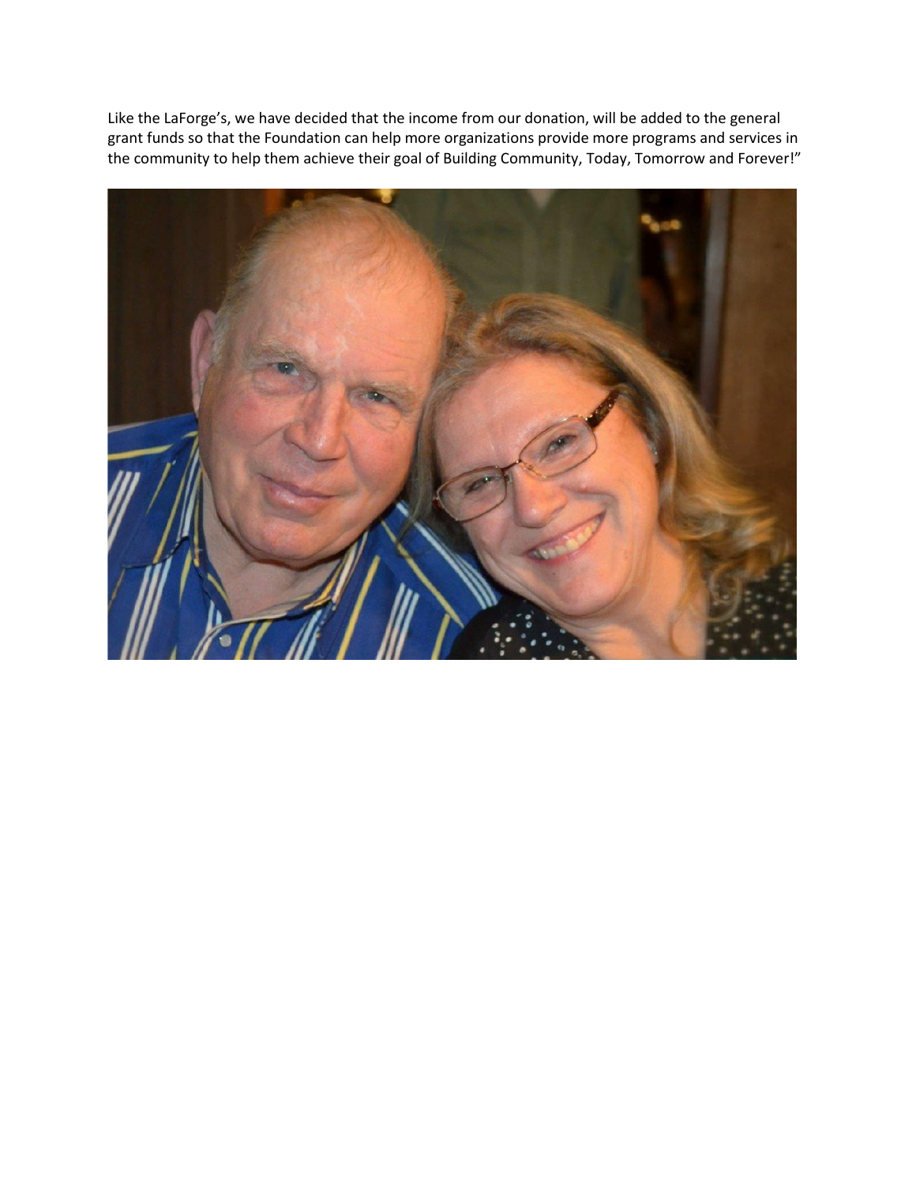Like the LaForge's, we have decided that the income from our donation, will be added to the general grant funds so that the Foundation can help more organizations provide more programs and services in the community to help them achieve their goal of Building Community, Today, Tomorrow and Forever!"